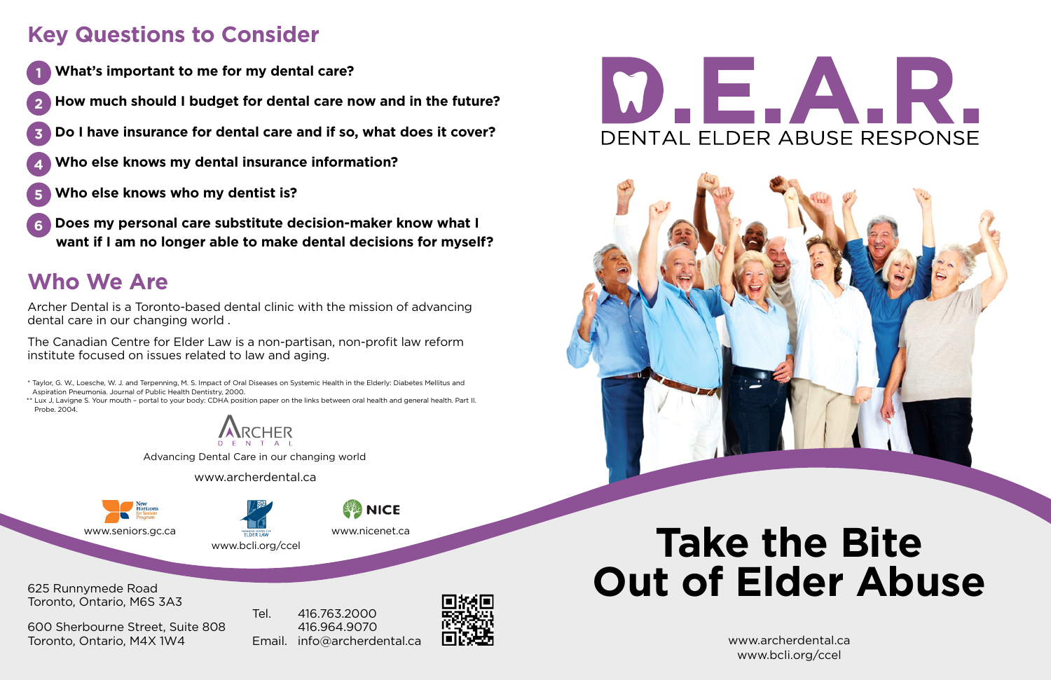## Key Questions to Consider

1. **What's important to me for my dental care?**
2. **How much should I budget for dental care now and in the future?**
3. **Do I have insurance for dental care and if so, what does it cover?**
4. **Who else knows my dental insurance information?**
5. **Who else knows who my dentist is?**
6. **Does my personal care substitute decision-maker know what I want if I am no longer able to make dental decisions for myself?**

## Who We Are

Archer Dental is a Toronto-based dental clinic with the mission of advancing dental care in our changing world .

The Canadian Centre for Elder Law is a non-partisan, non-profit law reform institute focused on issues related to law and aging.

* Taylor, G. W., Loesche, W. J. and Terpenning, M. S. Impact of Oral Diseases on Systemic Health in the Elderly: Diabetes Mellitus and Aspiration Pneumonia. Journal of Public Health Dentistry, 2000.

** Lux J, Lavigne S. Your mouth – portal to your body: CDHA position paper on the links between oral health and general health. Part II. Probe. 2004.

ARCHER DENTAL

Advancing Dental Care in our changing world

www.archerdental.ca

www.seniors.gc.ca

www.bcli.org/ccel

www.nicenet.ca

625 Runnymede Road
Toronto, Ontario, M6S 3A3

600 Sherbourne Street, Suite 808
Toronto, Ontario, M4X 1W4

Tel. 416.763.2000
416.964.9070
Email. info@archerdental.ca

# D.E.A.R.

DENTAL ELDER ABUSE RESPONSE

# Take the Bite Out of Elder Abuse

www.archerdental.ca
www.bcli.org/ccel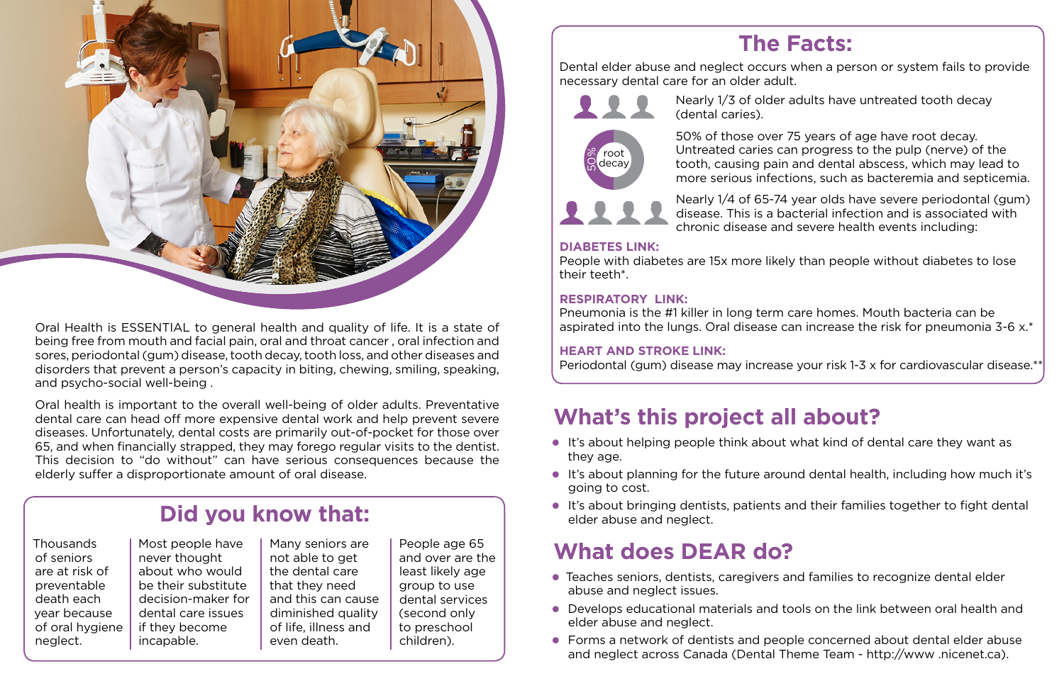Oral Health is ESSENTIAL to general health and quality of life. It is a state of being free from mouth and facial pain, oral and throat cancer , oral infection and sores, periodontal (gum) disease, tooth decay, tooth loss, and other diseases and disorders that prevent a person's capacity in biting, chewing, smiling, speaking, and psycho-social well-being .

Oral health is important to the overall well-being of older adults. Preventative dental care can head off more expensive dental work and help prevent severe diseases. Unfortunately, dental costs are primarily out-of-pocket for those over 65, and when financially strapped, they may forego regular visits to the dentist. This decision to "do without" can have serious consequences because the elderly suffer a disproportionate amount of oral disease.

## Did you know that:

Thousands of seniors are at risk of preventable death each year because of oral hygiene neglect.

Most people have never thought about who would be their substitute decision-maker for dental care issues if they become incapable.

Many seniors are not able to get the dental care that they need and this can cause diminished quality of life, illness and even death.

People age 65 and over are the least likely age group to use dental services (second only to preschool children).

## The Facts:

Dental elder abuse and neglect occurs when a person or system fails to provide necessary dental care for an older adult.

Nearly 1/3 of older adults have untreated tooth decay (dental caries).

50% root decay

50% of those over 75 years of age have root decay. Untreated caries can progress to the pulp (nerve) of the tooth, causing pain and dental abscess, which may lead to more serious infections, such as bacteremia and septicemia.

Nearly 1/4 of 65-74 year olds have severe periodontal (gum) disease. This is a bacterial infection and is associated with chronic disease and severe health events including:

**DIABETES LINK:**
People with diabetes are 15x more likely than people without diabetes to lose their teeth*.

**RESPIRATORY LINK:**
Pneumonia is the #1 killer in long term care homes. Mouth bacteria can be aspirated into the lungs. Oral disease can increase the risk for pneumonia 3-6 x.*

**HEART AND STROKE LINK:**
Periodontal (gum) disease may increase your risk 1-3 x for cardiovascular disease.**

## What's this project all about?

- It's about helping people think about what kind of dental care they want as they age.
- It's about planning for the future around dental health, including how much it's going to cost.
- It's about bringing dentists, patients and their families together to fight dental elder abuse and neglect.

## What does DEAR do?

- Teaches seniors, dentists, caregivers and families to recognize dental elder abuse and neglect issues.
- Develops educational materials and tools on the link between oral health and elder abuse and neglect.
- Forms a network of dentists and people concerned about dental elder abuse and neglect across Canada (Dental Theme Team - http://www .nicenet.ca).